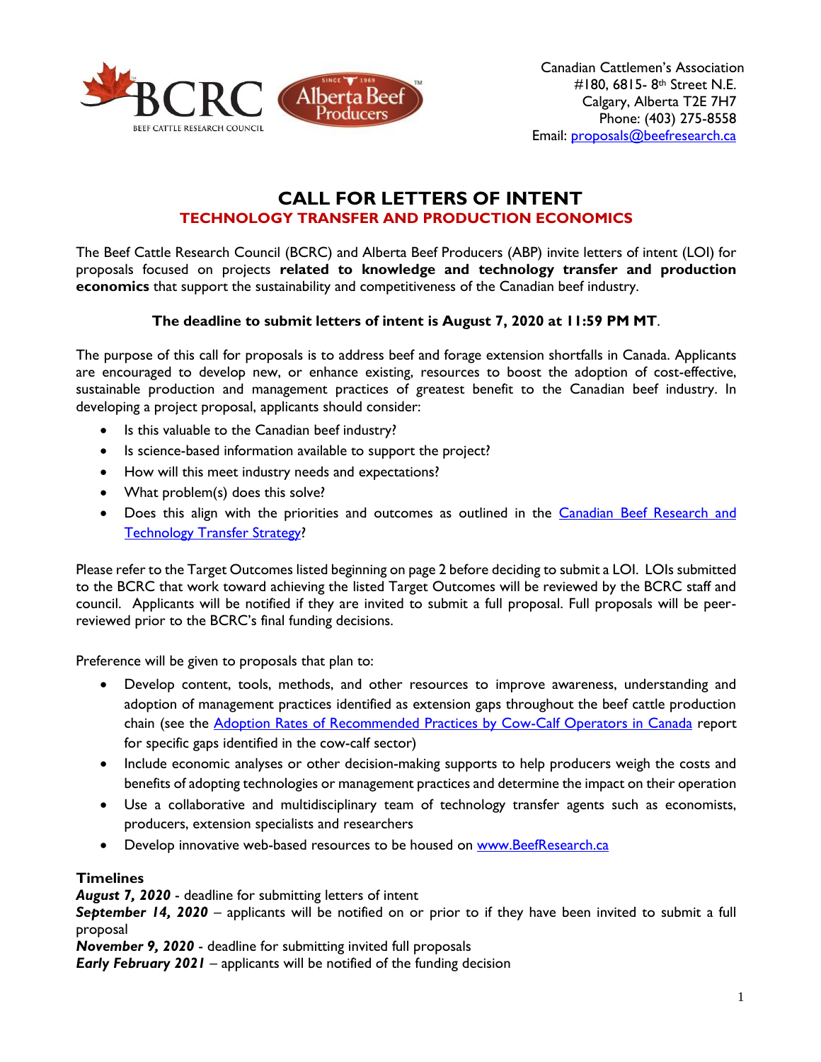Canadian Cattlemen's Association
#180, 6815- 8th Street N.E.
Calgary, Alberta T2E 7H7
Phone: (403) 275-8558
Email: proposals@beefresearch.ca

# CALL FOR LETTERS OF INTENT

## TECHNOLOGY TRANSFER AND PRODUCTION ECONOMICS

The Beef Cattle Research Council (BCRC) and Alberta Beef Producers (ABP) invite letters of intent (LOI) for proposals focused on projects **related to knowledge and technology transfer and production economics** that support the sustainability and competitiveness of the Canadian beef industry.

**The deadline to submit letters of intent is August 7, 2020 at 11:59 PM MT**.

The purpose of this call for proposals is to address beef and forage extension shortfalls in Canada. Applicants are encouraged to develop new, or enhance existing, resources to boost the adoption of cost-effective, sustainable production and management practices of greatest benefit to the Canadian beef industry. In developing a project proposal, applicants should consider:

- Is this valuable to the Canadian beef industry?
- Is science-based information available to support the project?
- How will this meet industry needs and expectations?
- What problem(s) does this solve?
- Does this align with the priorities and outcomes as outlined in the Canadian Beef Research and Technology Transfer Strategy?

Please refer to the Target Outcomes listed beginning on page 2 before deciding to submit a LOI. LOIs submitted to the BCRC that work toward achieving the listed Target Outcomes will be reviewed by the BCRC staff and council. Applicants will be notified if they are invited to submit a full proposal. Full proposals will be peer-reviewed prior to the BCRC's final funding decisions.

Preference will be given to proposals that plan to:

- Develop content, tools, methods, and other resources to improve awareness, understanding and adoption of management practices identified as extension gaps throughout the beef cattle production chain (see the Adoption Rates of Recommended Practices by Cow-Calf Operators in Canada report for specific gaps identified in the cow-calf sector)
- Include economic analyses or other decision-making supports to help producers weigh the costs and benefits of adopting technologies or management practices and determine the impact on their operation
- Use a collaborative and multidisciplinary team of technology transfer agents such as economists, producers, extension specialists and researchers
- Develop innovative web-based resources to be housed on www.BeefResearch.ca

### Timelines

***August 7, 2020*** - deadline for submitting letters of intent
***September 14, 2020*** – applicants will be notified on or prior to if they have been invited to submit a full proposal
***November 9, 2020*** - deadline for submitting invited full proposals
***Early February 2021*** – applicants will be notified of the funding decision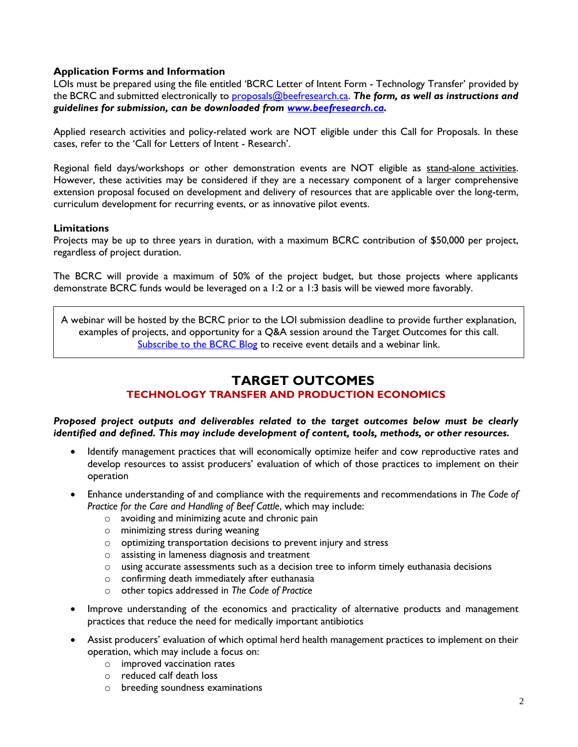### Application Forms and Information

LOIs must be prepared using the file entitled 'BCRC Letter of Intent Form - Technology Transfer' provided by the BCRC and submitted electronically to proposals@beefresearch.ca. ***The form, as well as instructions and guidelines for submission, can be downloaded from www.beefresearch.ca.***

Applied research activities and policy-related work are NOT eligible under this Call for Proposals. In these cases, refer to the 'Call for Letters of Intent - Research'.

Regional field days/workshops or other demonstration events are NOT eligible as stand-alone activities. However, these activities may be considered if they are a necessary component of a larger comprehensive extension proposal focused on development and delivery of resources that are applicable over the long-term, curriculum development for recurring events, or as innovative pilot events.

### Limitations

Projects may be up to three years in duration, with a maximum BCRC contribution of $50,000 per project, regardless of project duration.

The BCRC will provide a maximum of 50% of the project budget, but those projects where applicants demonstrate BCRC funds would be leveraged on a 1:2 or a 1:3 basis will be viewed more favorably.

A webinar will be hosted by the BCRC prior to the LOI submission deadline to provide further explanation, examples of projects, and opportunity for a Q&A session around the Target Outcomes for this call. Subscribe to the BCRC Blog to receive event details and a webinar link.

# TARGET OUTCOMES

## TECHNOLOGY TRANSFER AND PRODUCTION ECONOMICS

***Proposed project outputs and deliverables related to the target outcomes below must be clearly identified and defined. This may include development of content, tools, methods, or other resources.***

- Identify management practices that will economically optimize heifer and cow reproductive rates and develop resources to assist producers' evaluation of which of those practices to implement on their operation
- Enhance understanding of and compliance with the requirements and recommendations in *The Code of Practice for the Care and Handling of Beef Cattle*, which may include:
  - avoiding and minimizing acute and chronic pain
  - minimizing stress during weaning
  - optimizing transportation decisions to prevent injury and stress
  - assisting in lameness diagnosis and treatment
  - using accurate assessments such as a decision tree to inform timely euthanasia decisions
  - confirming death immediately after euthanasia
  - other topics addressed in *The Code of Practice*
- Improve understanding of the economics and practicality of alternative products and management practices that reduce the need for medically important antibiotics
- Assist producers' evaluation of which optimal herd health management practices to implement on their operation, which may include a focus on:
  - improved vaccination rates
  - reduced calf death loss
  - breeding soundness examinations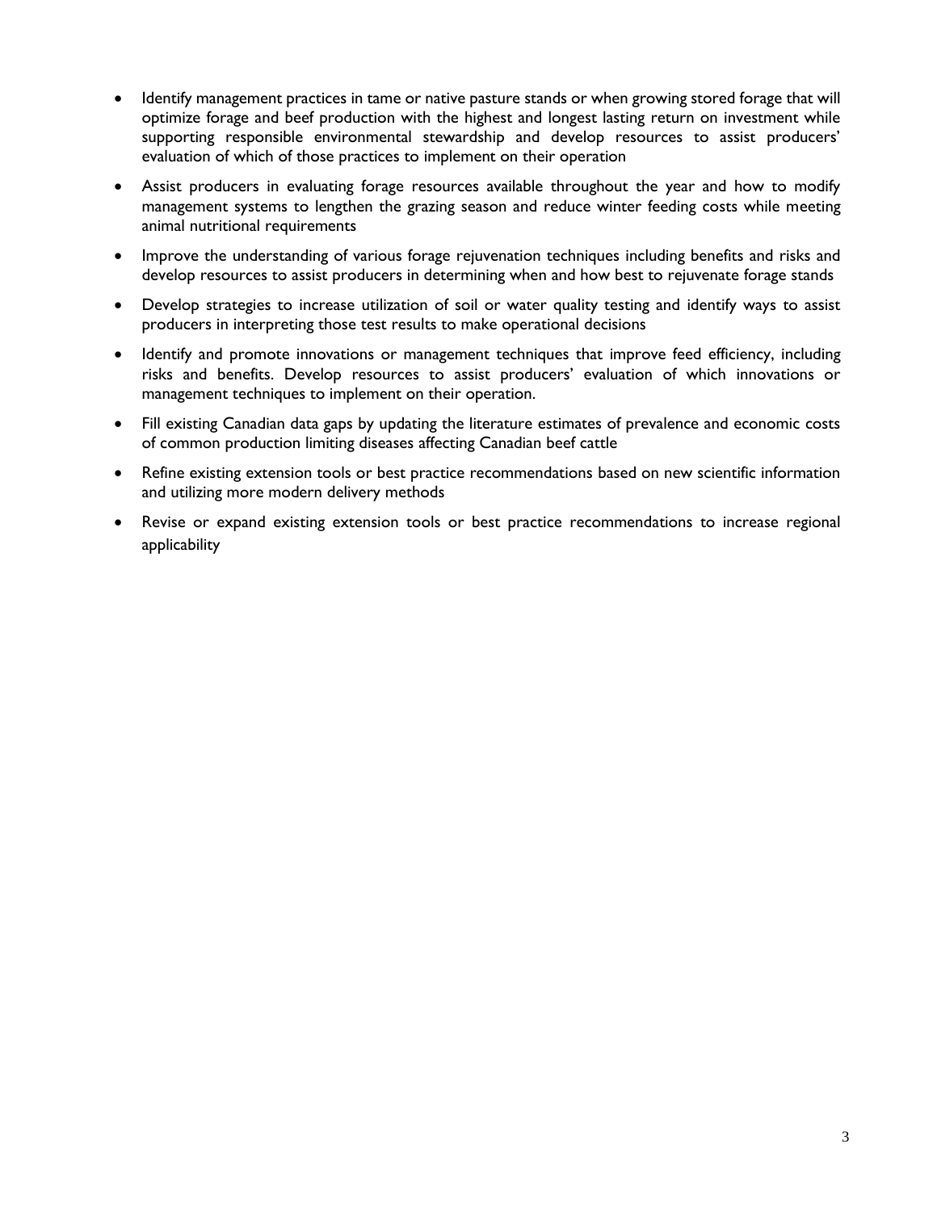- Identify management practices in tame or native pasture stands or when growing stored forage that will optimize forage and beef production with the highest and longest lasting return on investment while supporting responsible environmental stewardship and develop resources to assist producers' evaluation of which of those practices to implement on their operation
- Assist producers in evaluating forage resources available throughout the year and how to modify management systems to lengthen the grazing season and reduce winter feeding costs while meeting animal nutritional requirements
- Improve the understanding of various forage rejuvenation techniques including benefits and risks and develop resources to assist producers in determining when and how best to rejuvenate forage stands
- Develop strategies to increase utilization of soil or water quality testing and identify ways to assist producers in interpreting those test results to make operational decisions
- Identify and promote innovations or management techniques that improve feed efficiency, including risks and benefits. Develop resources to assist producers' evaluation of which innovations or management techniques to implement on their operation.
- Fill existing Canadian data gaps by updating the literature estimates of prevalence and economic costs of common production limiting diseases affecting Canadian beef cattle
- Refine existing extension tools or best practice recommendations based on new scientific information and utilizing more modern delivery methods
- Revise or expand existing extension tools or best practice recommendations to increase regional applicability